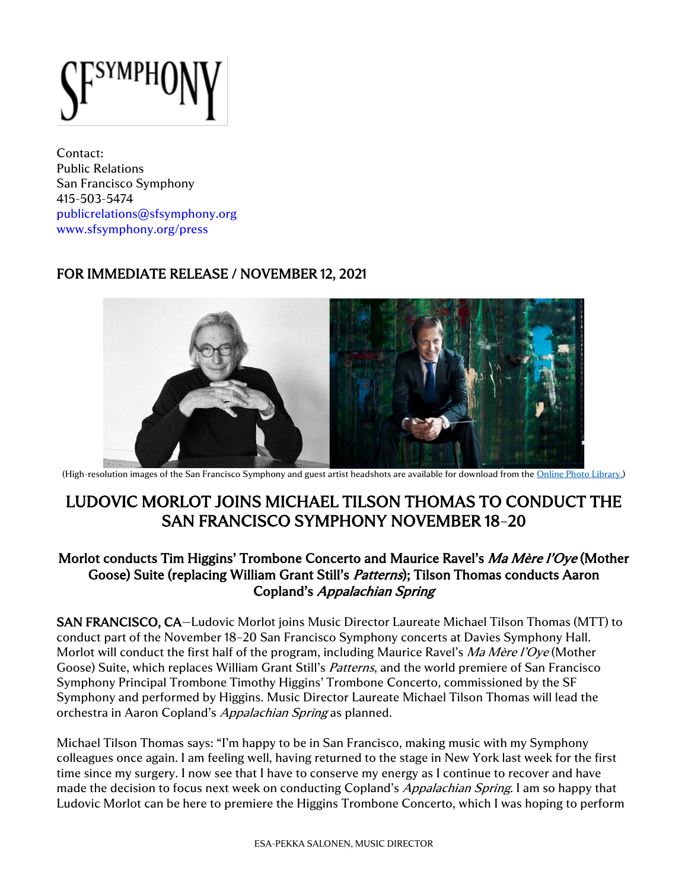Contact:
Public Relations
San Francisco Symphony
415-503-5474
publicrelations@sfsymphony.org
www.sfsymphony.org/press

**FOR IMMEDIATE RELEASE / NOVEMBER 12, 2021**

(High-resolution images of the San Francisco Symphony and guest artist headshots are available for download from the Online Photo Library.)

# LUDOVIC MORLOT JOINS MICHAEL TILSON THOMAS TO CONDUCT THE SAN FRANCISCO SYMPHONY NOVEMBER 18–20

## Morlot conducts Tim Higgins' Trombone Concerto and Maurice Ravel's *Ma Mère l'Oye* (Mother Goose) Suite (replacing William Grant Still's *Patterns*); Tilson Thomas conducts Aaron Copland's *Appalachian Spring*

**SAN FRANCISCO, CA**—Ludovic Morlot joins Music Director Laureate Michael Tilson Thomas (MTT) to conduct part of the November 18–20 San Francisco Symphony concerts at Davies Symphony Hall. Morlot will conduct the first half of the program, including Maurice Ravel's *Ma Mère l'Oye* (Mother Goose) Suite, which replaces William Grant Still's *Patterns*, and the world premiere of San Francisco Symphony Principal Trombone Timothy Higgins' Trombone Concerto, commissioned by the SF Symphony and performed by Higgins. Music Director Laureate Michael Tilson Thomas will lead the orchestra in Aaron Copland's *Appalachian Spring* as planned.

Michael Tilson Thomas says: "I'm happy to be in San Francisco, making music with my Symphony colleagues once again. I am feeling well, having returned to the stage in New York last week for the first time since my surgery. I now see that I have to conserve my energy as I continue to recover and have made the decision to focus next week on conducting Copland's *Appalachian Spring*. I am so happy that Ludovic Morlot can be here to premiere the Higgins Trombone Concerto, which I was hoping to perform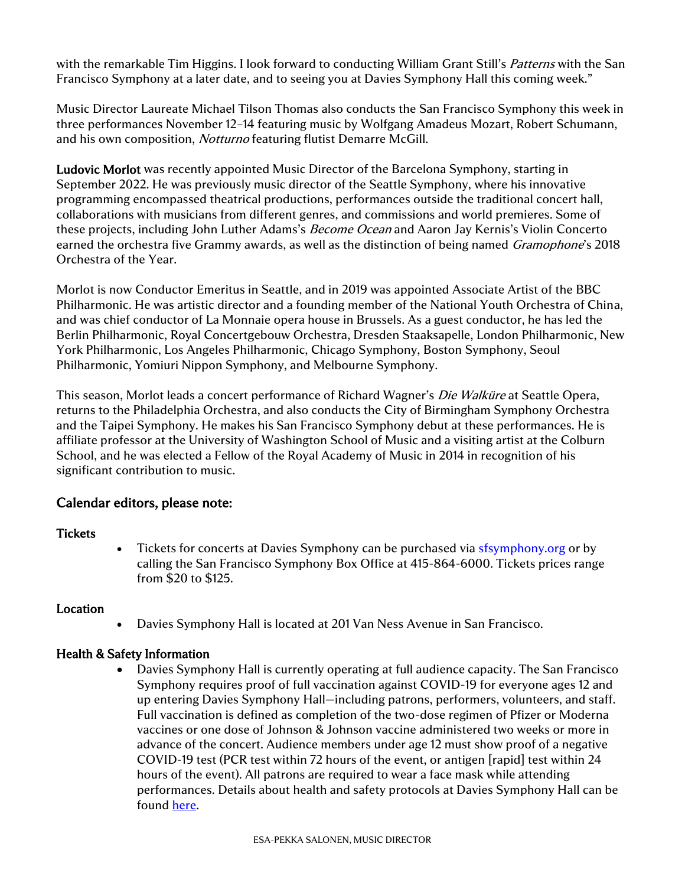with the remarkable Tim Higgins. I look forward to conducting William Grant Still's *Patterns* with the San Francisco Symphony at a later date, and to seeing you at Davies Symphony Hall this coming week."

Music Director Laureate Michael Tilson Thomas also conducts the San Francisco Symphony this week in three performances November 12–14 featuring music by Wolfgang Amadeus Mozart, Robert Schumann, and his own composition, *Notturno* featuring flutist Demarre McGill.

**Ludovic Morlot** was recently appointed Music Director of the Barcelona Symphony, starting in September 2022. He was previously music director of the Seattle Symphony, where his innovative programming encompassed theatrical productions, performances outside the traditional concert hall, collaborations with musicians from different genres, and commissions and world premieres. Some of these projects, including John Luther Adams's *Become Ocean* and Aaron Jay Kernis's Violin Concerto earned the orchestra five Grammy awards, as well as the distinction of being named *Gramophone*'s 2018 Orchestra of the Year.

Morlot is now Conductor Emeritus in Seattle, and in 2019 was appointed Associate Artist of the BBC Philharmonic. He was artistic director and a founding member of the National Youth Orchestra of China, and was chief conductor of La Monnaie opera house in Brussels. As a guest conductor, he has led the Berlin Philharmonic, Royal Concertgebouw Orchestra, Dresden Staaksapelle, London Philharmonic, New York Philharmonic, Los Angeles Philharmonic, Chicago Symphony, Boston Symphony, Seoul Philharmonic, Yomiuri Nippon Symphony, and Melbourne Symphony.

This season, Morlot leads a concert performance of Richard Wagner's *Die Walküre* at Seattle Opera, returns to the Philadelphia Orchestra, and also conducts the City of Birmingham Symphony Orchestra and the Taipei Symphony. He makes his San Francisco Symphony debut at these performances. He is affiliate professor at the University of Washington School of Music and a visiting artist at the Colburn School, and he was elected a Fellow of the Royal Academy of Music in 2014 in recognition of his significant contribution to music.

## Calendar editors, please note:

### Tickets

- Tickets for concerts at Davies Symphony can be purchased via sfsymphony.org or by calling the San Francisco Symphony Box Office at 415-864-6000. Tickets prices range from $20 to $125.

### Location

- Davies Symphony Hall is located at 201 Van Ness Avenue in San Francisco.

### Health & Safety Information

- Davies Symphony Hall is currently operating at full audience capacity. The San Francisco Symphony requires proof of full vaccination against COVID-19 for everyone ages 12 and up entering Davies Symphony Hall—including patrons, performers, volunteers, and staff. Full vaccination is defined as completion of the two-dose regimen of Pfizer or Moderna vaccines or one dose of Johnson & Johnson vaccine administered two weeks or more in advance of the concert. Audience members under age 12 must show proof of a negative COVID-19 test (PCR test within 72 hours of the event, or antigen [rapid] test within 24 hours of the event). All patrons are required to wear a face mask while attending performances. Details about health and safety protocols at Davies Symphony Hall can be found here.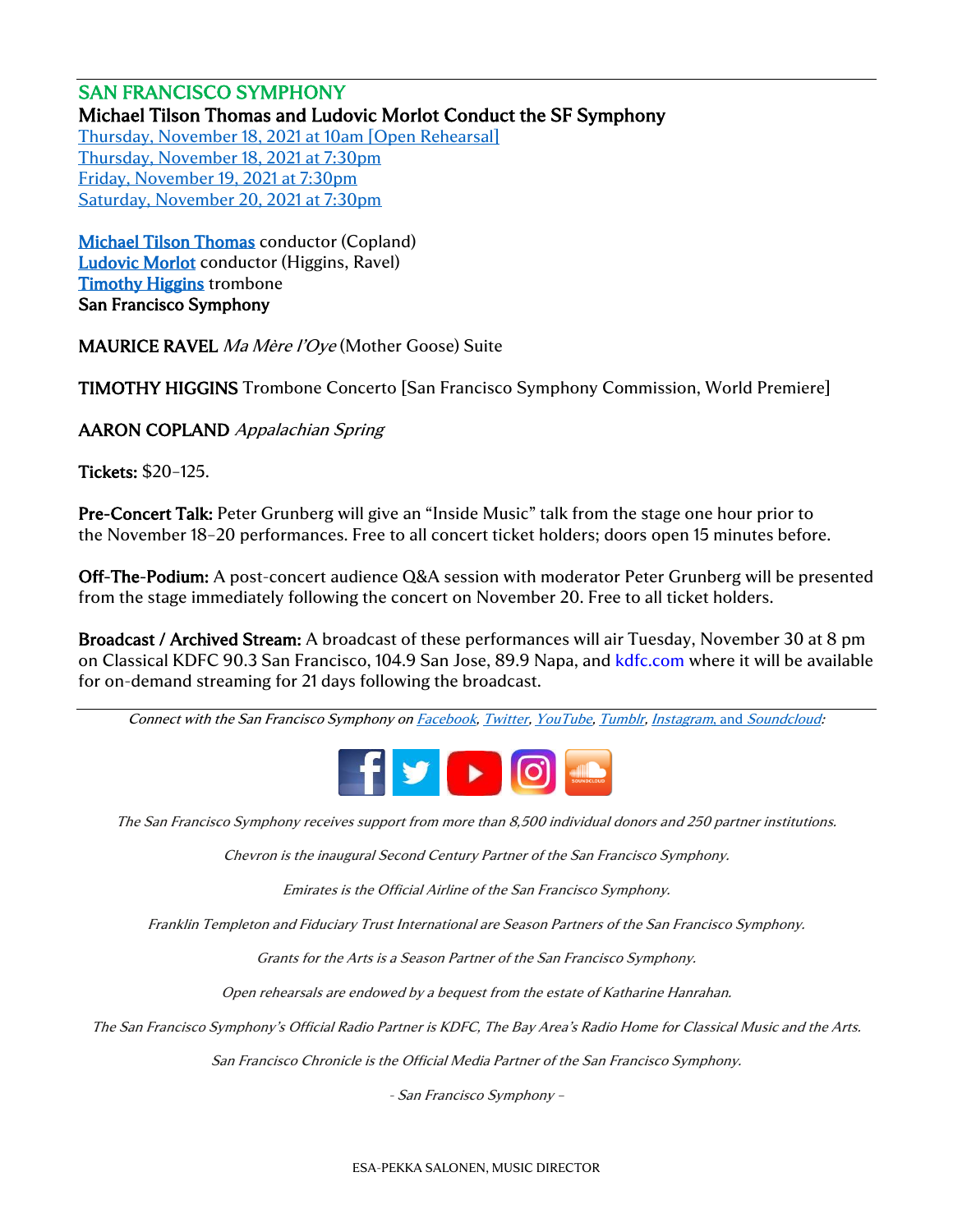## SAN FRANCISCO SYMPHONY

**Michael Tilson Thomas and Ludovic Morlot Conduct the SF Symphony**

Thursday, November 18, 2021 at 10am [Open Rehearsal]
Thursday, November 18, 2021 at 7:30pm
Friday, November 19, 2021 at 7:30pm
Saturday, November 20, 2021 at 7:30pm

**Michael Tilson Thomas** conductor (Copland)
**Ludovic Morlot** conductor (Higgins, Ravel)
**Timothy Higgins** trombone
**San Francisco Symphony**

**MAURICE RAVEL** *Ma Mère l'Oye* (Mother Goose) Suite

**TIMOTHY HIGGINS** Trombone Concerto [San Francisco Symphony Commission, World Premiere]

**AARON COPLAND** *Appalachian Spring*

**Tickets:** $20–125.

**Pre-Concert Talk:** Peter Grunberg will give an "Inside Music" talk from the stage one hour prior to the November 18–20 performances. Free to all concert ticket holders; doors open 15 minutes before.

**Off-The-Podium:** A post-concert audience Q&A session with moderator Peter Grunberg will be presented from the stage immediately following the concert on November 20. Free to all ticket holders.

**Broadcast / Archived Stream:** A broadcast of these performances will air Tuesday, November 30 at 8 pm on Classical KDFC 90.3 San Francisco, 104.9 San Jose, 89.9 Napa, and kdfc.com where it will be available for on-demand streaming for 21 days following the broadcast.

---

*Connect with the San Francisco Symphony on Facebook, Twitter, YouTube, Tumblr, Instagram, and Soundcloud:*

*The San Francisco Symphony receives support from more than 8,500 individual donors and 250 partner institutions.*

*Chevron is the inaugural Second Century Partner of the San Francisco Symphony.*

*Emirates is the Official Airline of the San Francisco Symphony.*

*Franklin Templeton and Fiduciary Trust International are Season Partners of the San Francisco Symphony.*

*Grants for the Arts is a Season Partner of the San Francisco Symphony.*

*Open rehearsals are endowed by a bequest from the estate of Katharine Hanrahan.*

*The San Francisco Symphony's Official Radio Partner is KDFC, The Bay Area's Radio Home for Classical Music and the Arts.*

*San Francisco Chronicle is the Official Media Partner of the San Francisco Symphony.*

*- San Francisco Symphony –*

ESA-PEKKA SALONEN, MUSIC DIRECTOR